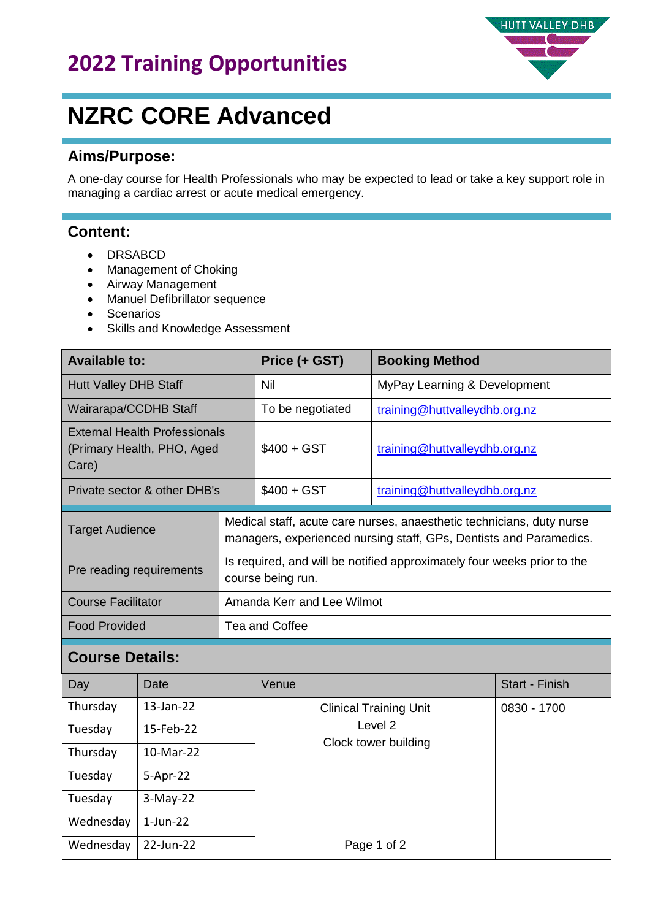# 2022 Training Opportunities

# NZRC CORE Advanced

## Aims/Purpose:

A one-day course for Health Professionals who may be expected to lead or take a key support role in managing a cardiac arrest or acute medical emergency.

## Content:

- DRSABCD
- Management of Choking
- Airway Management
- Manuel Defibrillator sequence
- Scenarios
- Skills and Knowledge Assessment

| Available to: | Price (+ GST) | Booking Method |
|---|---|---|
| Hutt Valley DHB Staff | Nil | MyPay Learning & Development |
| Wairarapa/CCDHB Staff | To be negotiated | training@huttvalleydhb.org.nz |
| External Health Professionals (Primary Health, PHO, Aged Care) | $400 + GST | training@huttvalleydhb.org.nz |
| Private sector & other DHB's | $400 + GST | training@huttvalleydhb.org.nz |

| | |
|---|---|
| Target Audience | Medical staff, acute care nurses, anaesthetic technicians, duty nurse managers, experienced nursing staff, GPs, Dentists and Paramedics. |
| Pre reading requirements | Is required, and will be notified approximately four weeks prior to the course being run. |
| Course Facilitator | Amanda Kerr and Lee Wilmot |
| Food Provided | Tea and Coffee |

## Course Details:

| Day | Date | Venue | Start - Finish |
|---|---|---|---|
| Thursday | 13-Jan-22 | Clinical Training Unit Level 2 Clock tower building | 0830 - 1700 |
| Tuesday | 15-Feb-22 | | |
| Thursday | 10-Mar-22 | | |
| Tuesday | 5-Apr-22 | | |
| Tuesday | 3-May-22 | | |
| Wednesday | 1-Jun-22 | | |
| Wednesday | 22-Jun-22 | | |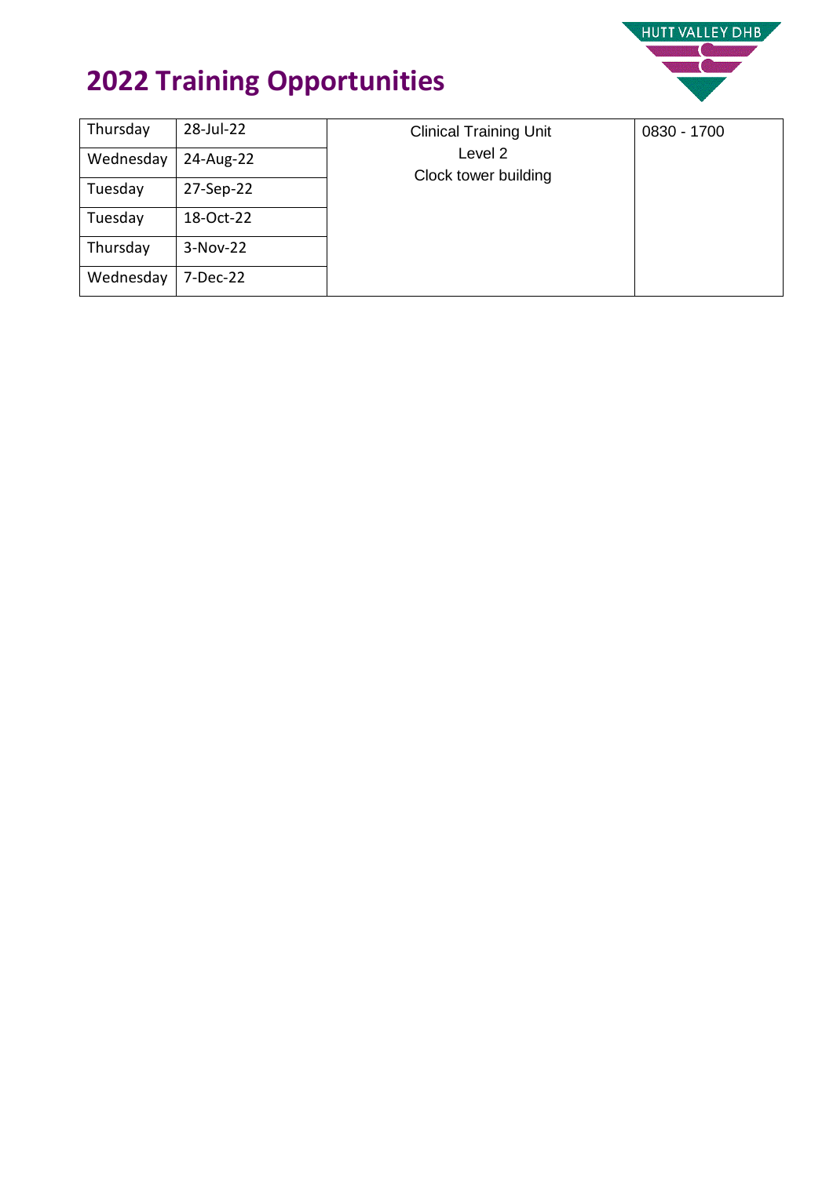# 2022 Training Opportunities

HUTT VALLEY DHB

| | | | |
|---|---|---|---|
| Thursday | 28-Jul-22 | Clinical Training Unit<br>Level 2<br>Clock tower building | 0830 - 1700 |
| Wednesday | 24-Aug-22 | | |
| Tuesday | 27-Sep-22 | | |
| Tuesday | 18-Oct-22 | | |
| Thursday | 3-Nov-22 | | |
| Wednesday | 7-Dec-22 | | |